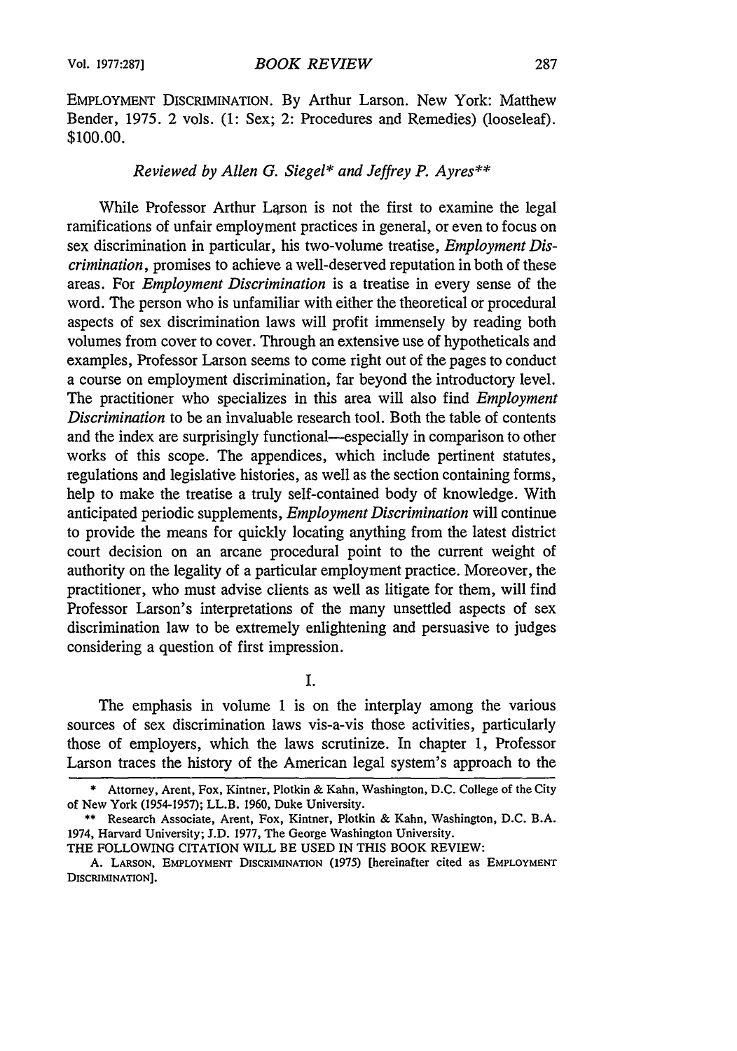EMPLOYMENT DISCRIMINATION. By Arthur Larson. New York: Matthew Bender, 1975. 2 vols. (1: Sex; 2: Procedures and Remedies) (looseleaf). $100.00.

*Reviewed by Allen G. Siegel\* and Jeffrey P. Ayres\*\**

While Professor Arthur Larson is not the first to examine the legal ramifications of unfair employment practices in general, or even to focus on sex discrimination in particular, his two-volume treatise, *Employment Discrimination*, promises to achieve a well-deserved reputation in both of these areas. For *Employment Discrimination* is a treatise in every sense of the word. The person who is unfamiliar with either the theoretical or procedural aspects of sex discrimination laws will profit immensely by reading both volumes from cover to cover. Through an extensive use of hypotheticals and examples, Professor Larson seems to come right out of the pages to conduct a course on employment discrimination, far beyond the introductory level. The practitioner who specializes in this area will also find *Employment Discrimination* to be an invaluable research tool. Both the table of contents and the index are surprisingly functional—especially in comparison to other works of this scope. The appendices, which include pertinent statutes, regulations and legislative histories, as well as the section containing forms, help to make the treatise a truly self-contained body of knowledge. With anticipated periodic supplements, *Employment Discrimination* will continue to provide the means for quickly locating anything from the latest district court decision on an arcane procedural point to the current weight of authority on the legality of a particular employment practice. Moreover, the practitioner, who must advise clients as well as litigate for them, will find Professor Larson's interpretations of the many unsettled aspects of sex discrimination law to be extremely enlightening and persuasive to judges considering a question of first impression.

## I.

The emphasis in volume 1 is on the interplay among the various sources of sex discrimination laws vis-a-vis those activities, particularly those of employers, which the laws scrutinize. In chapter 1, Professor Larson traces the history of the American legal system's approach to the

---

\* Attorney, Arent, Fox, Kintner, Plotkin & Kahn, Washington, D.C. College of the City of New York (1954-1957); LL.B. 1960, Duke University.

\*\* Research Associate, Arent, Fox, Kintner, Plotkin & Kahn, Washington, D.C. B.A. 1974, Harvard University; J.D. 1977, The George Washington University.

THE FOLLOWING CITATION WILL BE USED IN THIS BOOK REVIEW:

A. LARSON, EMPLOYMENT DISCRIMINATION (1975) [hereinafter cited as EMPLOYMENT DISCRIMINATION].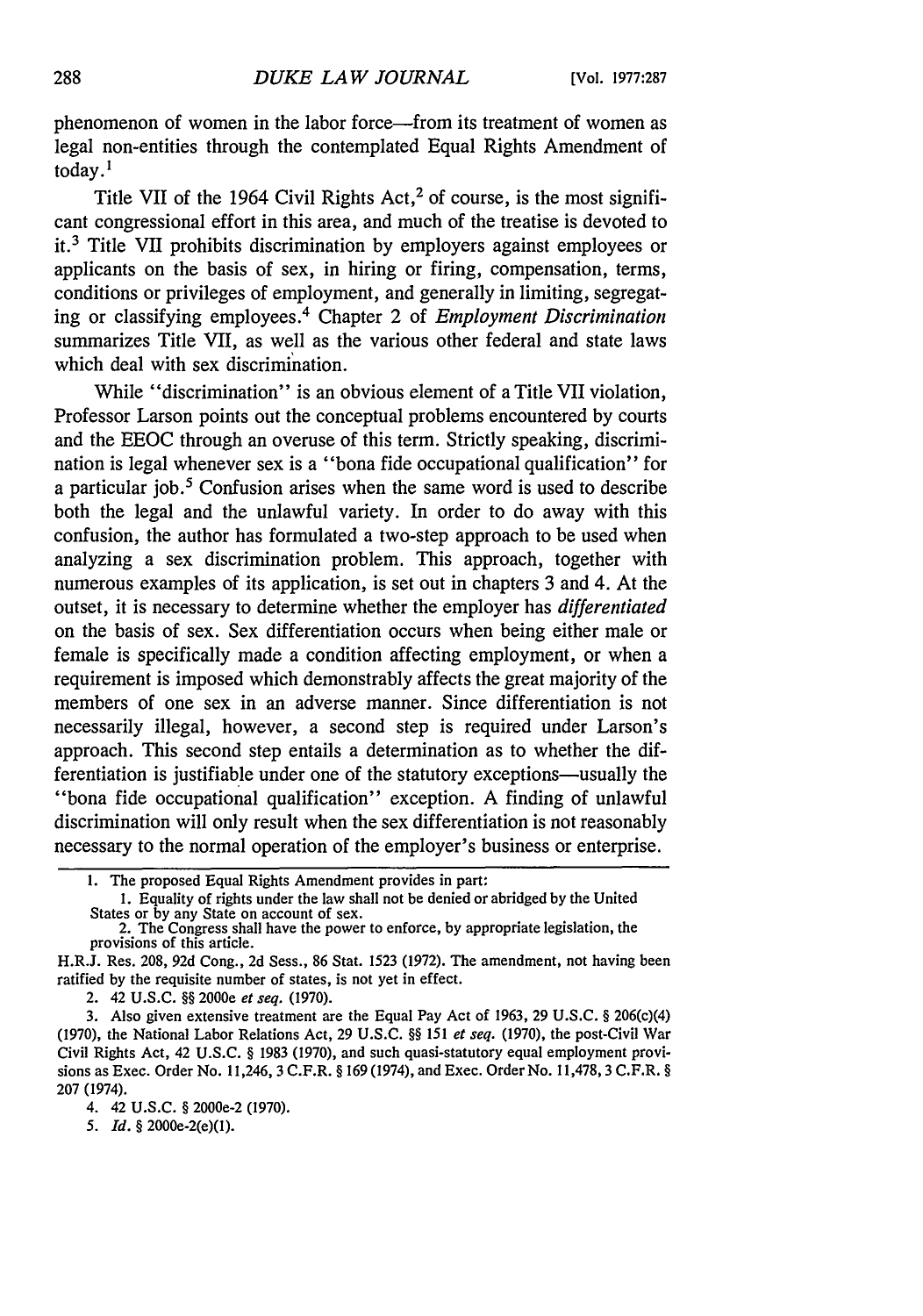phenomenon of women in the labor force—from its treatment of women as legal non-entities through the contemplated Equal Rights Amendment of today.[1]

Title VII of the 1964 Civil Rights Act,[2] of course, is the most significant congressional effort in this area, and much of the treatise is devoted to it.[3] Title VII prohibits discrimination by employers against employees or applicants on the basis of sex, in hiring or firing, compensation, terms, conditions or privileges of employment, and generally in limiting, segregating or classifying employees.[4] Chapter 2 of *Employment Discrimination* summarizes Title VII, as well as the various other federal and state laws which deal with sex discrimination.

While "discrimination" is an obvious element of a Title VII violation, Professor Larson points out the conceptual problems encountered by courts and the EEOC through an overuse of this term. Strictly speaking, discrimination is legal whenever sex is a "bona fide occupational qualification" for a particular job.[5] Confusion arises when the same word is used to describe both the legal and the unlawful variety. In order to do away with this confusion, the author has formulated a two-step approach to be used when analyzing a sex discrimination problem. This approach, together with numerous examples of its application, is set out in chapters 3 and 4. At the outset, it is necessary to determine whether the employer has *differentiated* on the basis of sex. Sex differentiation occurs when being either male or female is specifically made a condition affecting employment, or when a requirement is imposed which demonstrably affects the great majority of the members of one sex in an adverse manner. Since differentiation is not necessarily illegal, however, a second step is required under Larson's approach. This second step entails a determination as to whether the differentiation is justifiable under one of the statutory exceptions—usually the "bona fide occupational qualification" exception. A finding of unlawful discrimination will only result when the sex differentiation is not reasonably necessary to the normal operation of the employer's business or enterprise.

---

1. The proposed Equal Rights Amendment provides in part:

   1. Equality of rights under the law shall not be denied or abridged by the United States or by any State on account of sex.
   2. The Congress shall have the power to enforce, by appropriate legislation, the provisions of this article.

H.R.J. Res. 208, 92d Cong., 2d Sess., 86 Stat. 1523 (1972). The amendment, not having been ratified by the requisite number of states, is not yet in effect.

2. 42 U.S.C. §§ 2000e *et seq.* (1970).

3. Also given extensive treatment are the Equal Pay Act of 1963, 29 U.S.C. § 206(c)(4) (1970), the National Labor Relations Act, 29 U.S.C. §§ 151 *et seq.* (1970), the post-Civil War Civil Rights Act, 42 U.S.C. § 1983 (1970), and such quasi-statutory equal employment provisions as Exec. Order No. 11,246, 3 C.F.R. § 169 (1974), and Exec. Order No. 11,478, 3 C.F.R. § 207 (1974).

4. 42 U.S.C. § 2000e-2 (1970).

5. *Id.* § 2000e-2(e)(1).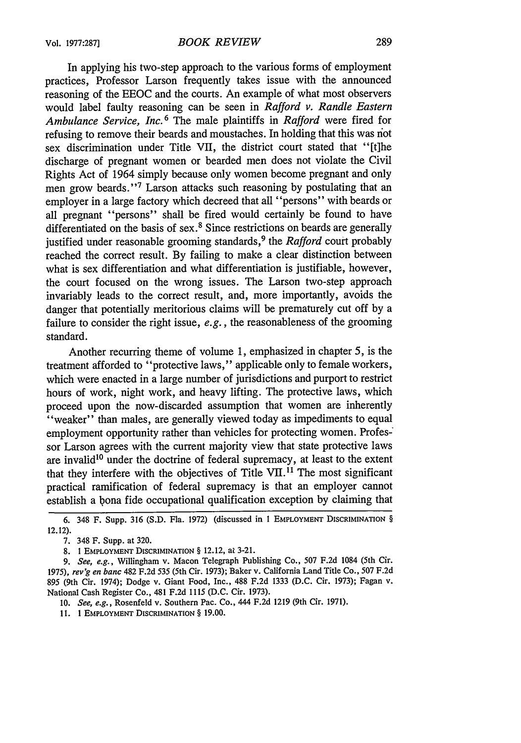In applying his two-step approach to the various forms of employment practices, Professor Larson frequently takes issue with the announced reasoning of the EEOC and the courts. An example of what most observers would label faulty reasoning can be seen in *Rafford v. Randle Eastern Ambulance Service, Inc.*[6] The male plaintiffs in *Rafford* were fired for refusing to remove their beards and moustaches. In holding that this was not sex discrimination under Title VII, the district court stated that "[t]he discharge of pregnant women or bearded men does not violate the Civil Rights Act of 1964 simply because only women become pregnant and only men grow beards."[7] Larson attacks such reasoning by postulating that an employer in a large factory which decreed that all "persons" with beards or all pregnant "persons" shall be fired would certainly be found to have differentiated on the basis of sex.[8] Since restrictions on beards are generally justified under reasonable grooming standards,[9] the *Rafford* court probably reached the correct result. By failing to make a clear distinction between what is sex differentiation and what differentiation is justifiable, however, the court focused on the wrong issues. The Larson two-step approach invariably leads to the correct result, and, more importantly, avoids the danger that potentially meritorious claims will be prematurely cut off by a failure to consider the right issue, *e.g.*, the reasonableness of the grooming standard.

Another recurring theme of volume 1, emphasized in chapter 5, is the treatment afforded to "protective laws," applicable only to female workers, which were enacted in a large number of jurisdictions and purport to restrict hours of work, night work, and heavy lifting. The protective laws, which proceed upon the now-discarded assumption that women are inherently "weaker" than males, are generally viewed today as impediments to equal employment opportunity rather than vehicles for protecting women. Professor Larson agrees with the current majority view that state protective laws are invalid[10] under the doctrine of federal supremacy, at least to the extent that they interfere with the objectives of Title VII.[11] The most significant practical ramification of federal supremacy is that an employer cannot establish a bona fide occupational qualification exception by claiming that

---

6. 348 F. Supp. 316 (S.D. Fla. 1972) (discussed in 1 EMPLOYMENT DISCRIMINATION § 12.12).

7. 348 F. Supp. at 320.

8. 1 EMPLOYMENT DISCRIMINATION § 12.12, at 3-21.

9. *See, e.g.*, Willingham v. Macon Telegraph Publishing Co., 507 F.2d 1084 (5th Cir. 1975), *rev'g en banc* 482 F.2d 535 (5th Cir. 1973); Baker v. California Land Title Co., 507 F.2d 895 (9th Cir. 1974); Dodge v. Giant Food, Inc., 488 F.2d 1333 (D.C. Cir. 1973); Fagan v. National Cash Register Co., 481 F.2d 1115 (D.C. Cir. 1973).

10. *See, e.g.*, Rosenfeld v. Southern Pac. Co., 444 F.2d 1219 (9th Cir. 1971).

11. 1 EMPLOYMENT DISCRIMINATION § 19.00.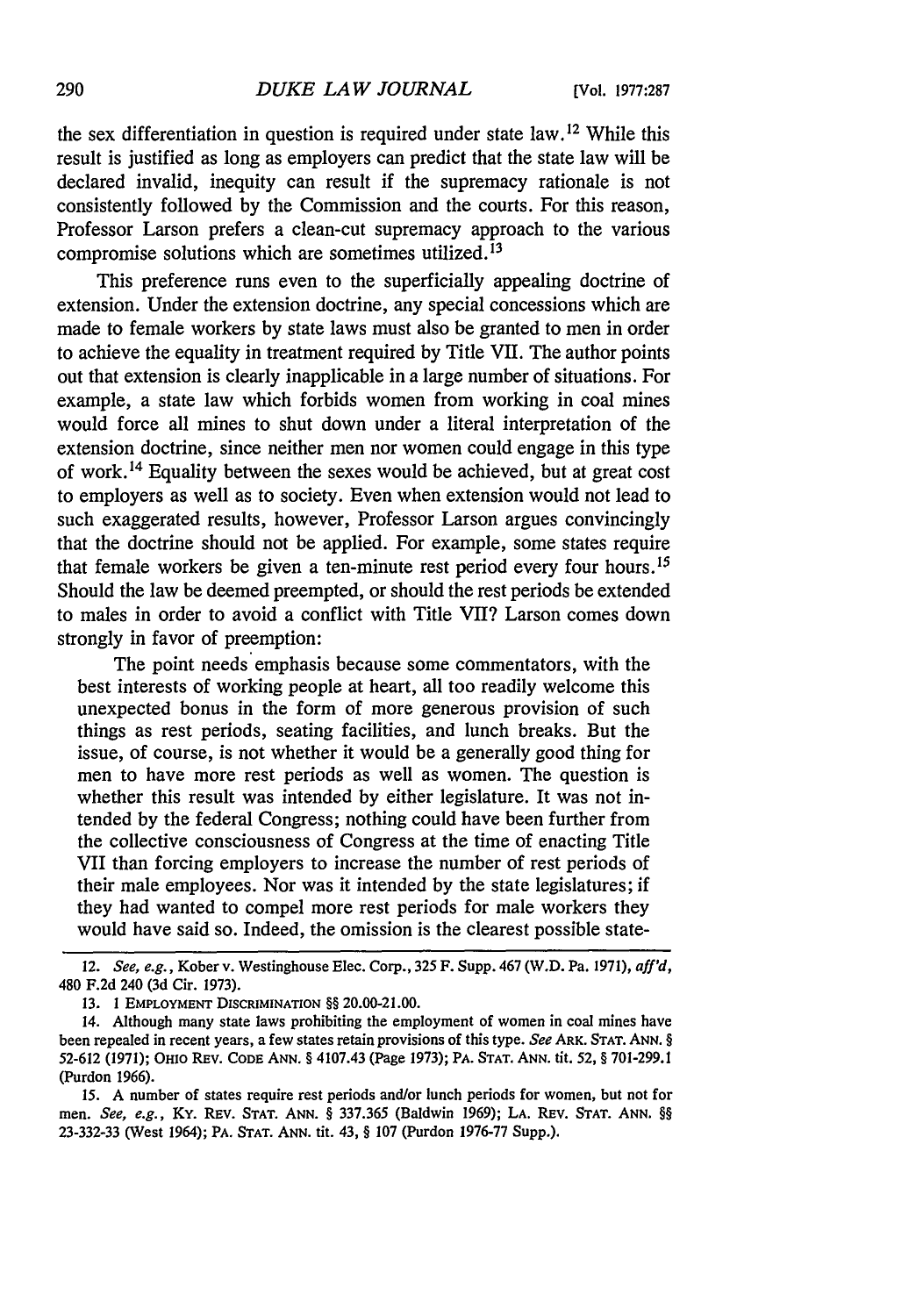the sex differentiation in question is required under state law.[12] While this result is justified as long as employers can predict that the state law will be declared invalid, inequity can result if the supremacy rationale is not consistently followed by the Commission and the courts. For this reason, Professor Larson prefers a clean-cut supremacy approach to the various compromise solutions which are sometimes utilized.[13]

This preference runs even to the superficially appealing doctrine of extension. Under the extension doctrine, any special concessions which are made to female workers by state laws must also be granted to men in order to achieve the equality in treatment required by Title VII. The author points out that extension is clearly inapplicable in a large number of situations. For example, a state law which forbids women from working in coal mines would force all mines to shut down under a literal interpretation of the extension doctrine, since neither men nor women could engage in this type of work.[14] Equality between the sexes would be achieved, but at great cost to employers as well as to society. Even when extension would not lead to such exaggerated results, however, Professor Larson argues convincingly that the doctrine should not be applied. For example, some states require that female workers be given a ten-minute rest period every four hours.[15] Should the law be deemed preempted, or should the rest periods be extended to males in order to avoid a conflict with Title VII? Larson comes down strongly in favor of preemption:

> The point needs emphasis because some commentators, with the best interests of working people at heart, all too readily welcome this unexpected bonus in the form of more generous provision of such things as rest periods, seating facilities, and lunch breaks. But the issue, of course, is not whether it would be a generally good thing for men to have more rest periods as well as women. The question is whether this result was intended by either legislature. It was not intended by the federal Congress; nothing could have been further from the collective consciousness of Congress at the time of enacting Title VII than forcing employers to increase the number of rest periods of their male employees. Nor was it intended by the state legislatures; if they had wanted to compel more rest periods for male workers they would have said so. Indeed, the omission is the clearest possible state-

---

12. *See, e.g.*, Kober v. Westinghouse Elec. Corp., 325 F. Supp. 467 (W.D. Pa. 1971), *aff'd*, 480 F.2d 240 (3d Cir. 1973).

13. 1 EMPLOYMENT DISCRIMINATION §§ 20.00-21.00.

14. Although many state laws prohibiting the employment of women in coal mines have been repealed in recent years, a few states retain provisions of this type. *See* ARK. STAT. ANN. § 52-612 (1971); OHIO REV. CODE ANN. § 4107.43 (Page 1973); PA. STAT. ANN. tit. 52, § 701-299.1 (Purdon 1966).

15. A number of states require rest periods and/or lunch periods for women, but not for men. *See, e.g.*, KY. REV. STAT. ANN. § 337.365 (Baldwin 1969); LA. REV. STAT. ANN. §§ 23-332-33 (West 1964); PA. STAT. ANN. tit. 43, § 107 (Purdon 1976-77 Supp.).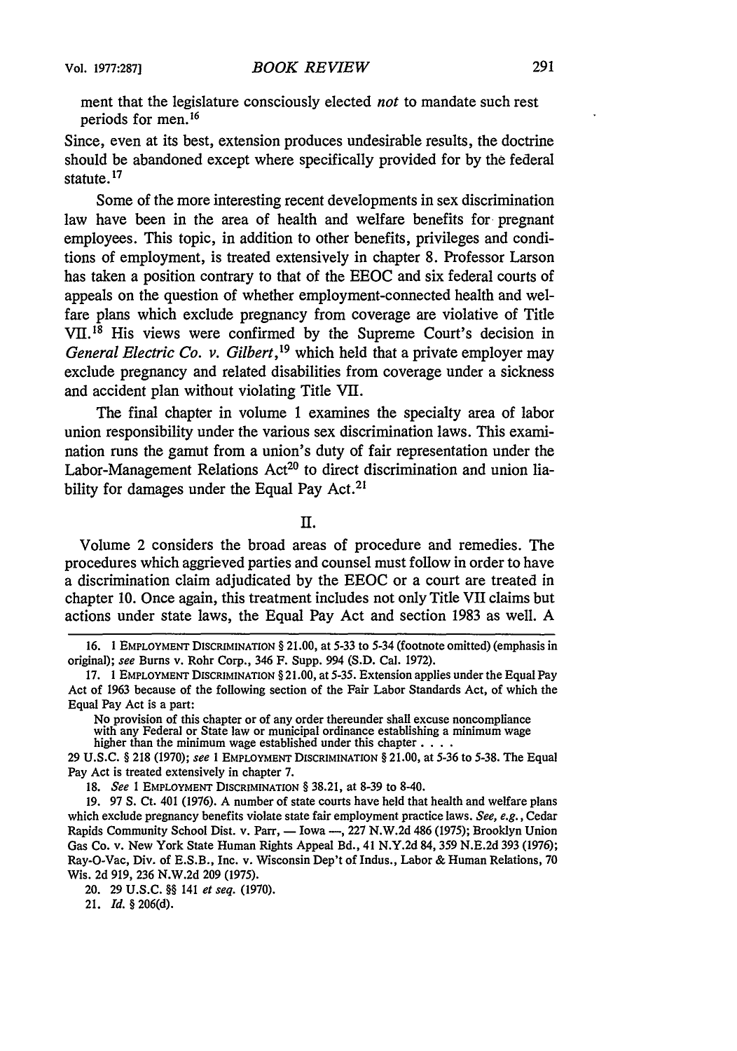ment that the legislature consciously elected *not* to mandate such rest periods for men.[16]

Since, even at its best, extension produces undesirable results, the doctrine should be abandoned except where specifically provided for by the federal statute.[17]

Some of the more interesting recent developments in sex discrimination law have been in the area of health and welfare benefits for pregnant employees. This topic, in addition to other benefits, privileges and conditions of employment, is treated extensively in chapter 8. Professor Larson has taken a position contrary to that of the EEOC and six federal courts of appeals on the question of whether employment-connected health and welfare plans which exclude pregnancy from coverage are violative of Title VII.[18] His views were confirmed by the Supreme Court's decision in *General Electric Co. v. Gilbert*,[19] which held that a private employer may exclude pregnancy and related disabilities from coverage under a sickness and accident plan without violating Title VII.

The final chapter in volume 1 examines the specialty area of labor union responsibility under the various sex discrimination laws. This examination runs the gamut from a union's duty of fair representation under the Labor-Management Relations Act[20] to direct discrimination and union liability for damages under the Equal Pay Act.[21]

## II.

Volume 2 considers the broad areas of procedure and remedies. The procedures which aggrieved parties and counsel must follow in order to have a discrimination claim adjudicated by the EEOC or a court are treated in chapter 10. Once again, this treatment includes not only Title VII claims but actions under state laws, the Equal Pay Act and section 1983 as well. A

---

16. 1 EMPLOYMENT DISCRIMINATION § 21.00, at 5-33 to 5-34 (footnote omitted) (emphasis in original); *see* Burns v. Rohr Corp., 346 F. Supp. 994 (S.D. Cal. 1972).

17. 1 EMPLOYMENT DISCRIMINATION § 21.00, at 5-35. Extension applies under the Equal Pay Act of 1963 because of the following section of the Fair Labor Standards Act, of which the Equal Pay Act is a part:

> No provision of this chapter or of any order thereunder shall excuse noncompliance with any Federal or State law or municipal ordinance establishing a minimum wage higher than the minimum wage established under this chapter . . . .

29 U.S.C. § 218 (1970); *see* 1 EMPLOYMENT DISCRIMINATION § 21.00, at 5-36 to 5-38. The Equal Pay Act is treated extensively in chapter 7.

18. *See* 1 EMPLOYMENT DISCRIMINATION § 38.21, at 8-39 to 8-40.

19. 97 S. Ct. 401 (1976). A number of state courts have held that health and welfare plans which exclude pregnancy benefits violate state fair employment practice laws. *See, e.g.*, Cedar Rapids Community School Dist. v. Parr, — Iowa —, 227 N.W.2d 486 (1975); Brooklyn Union Gas Co. v. New York State Human Rights Appeal Bd., 41 N.Y.2d 84, 359 N.E.2d 393 (1976); Ray-O-Vac, Div. of E.S.B., Inc. v. Wisconsin Dep't of Indus., Labor & Human Relations, 70 Wis. 2d 919, 236 N.W.2d 209 (1975).

20. 29 U.S.C. §§ 141 *et seq.* (1970).

21. *Id.* § 206(d).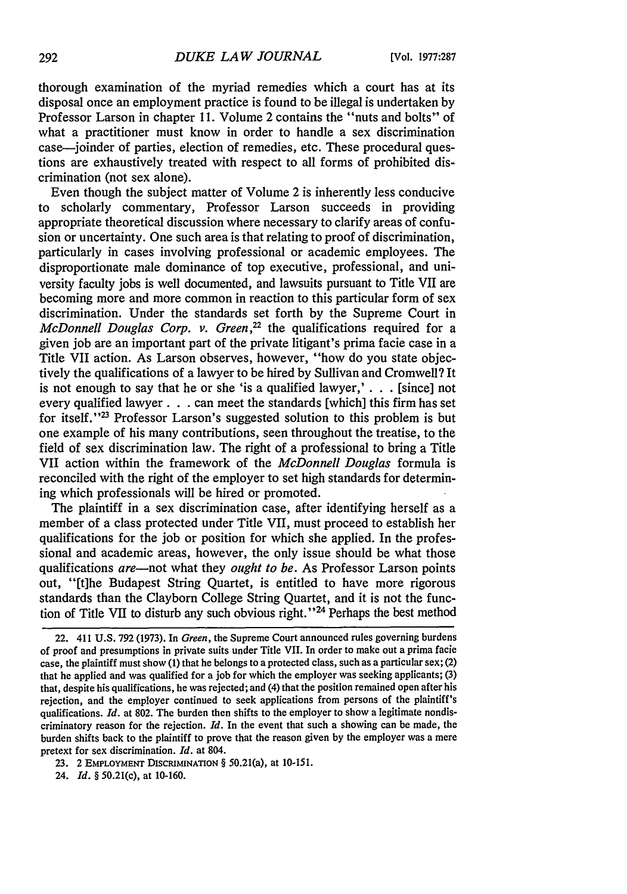thorough examination of the myriad remedies which a court has at its disposal once an employment practice is found to be illegal is undertaken by Professor Larson in chapter 11. Volume 2 contains the "nuts and bolts" of what a practitioner must know in order to handle a sex discrimination case—joinder of parties, election of remedies, etc. These procedural questions are exhaustively treated with respect to all forms of prohibited discrimination (not sex alone).

Even though the subject matter of Volume 2 is inherently less conducive to scholarly commentary, Professor Larson succeeds in providing appropriate theoretical discussion where necessary to clarify areas of confusion or uncertainty. One such area is that relating to proof of discrimination, particularly in cases involving professional or academic employees. The disproportionate male dominance of top executive, professional, and university faculty jobs is well documented, and lawsuits pursuant to Title VII are becoming more and more common in reaction to this particular form of sex discrimination. Under the standards set forth by the Supreme Court in *McDonnell Douglas Corp. v. Green*,[22] the qualifications required for a given job are an important part of the private litigant's prima facie case in a Title VII action. As Larson observes, however, "how do you state objectively the qualifications of a lawyer to be hired by Sullivan and Cromwell? It is not enough to say that he or she 'is a qualified lawyer,' . . . [since] not every qualified lawyer . . . can meet the standards [which] this firm has set for itself."[23] Professor Larson's suggested solution to this problem is but one example of his many contributions, seen throughout the treatise, to the field of sex discrimination law. The right of a professional to bring a Title VII action within the framework of the *McDonnell Douglas* formula is reconciled with the right of the employer to set high standards for determining which professionals will be hired or promoted.

The plaintiff in a sex discrimination case, after identifying herself as a member of a class protected under Title VII, must proceed to establish her qualifications for the job or position for which she applied. In the professional and academic areas, however, the only issue should be what those qualifications *are*—not what they *ought to be*. As Professor Larson points out, "[t]he Budapest String Quartet, is entitled to have more rigorous standards than the Clayborn College String Quartet, and it is not the function of Title VII to disturb any such obvious right."[24] Perhaps the best method

---

22. 411 U.S. 792 (1973). In *Green*, the Supreme Court announced rules governing burdens of proof and presumptions in private suits under Title VII. In order to make out a prima facie case, the plaintiff must show (1) that he belongs to a protected class, such as a particular sex; (2) that he applied and was qualified for a job for which the employer was seeking applicants; (3) that, despite his qualifications, he was rejected; and (4) that the position remained open after his rejection, and the employer continued to seek applications from persons of the plaintiff's qualifications. *Id.* at 802. The burden then shifts to the employer to show a legitimate nondiscriminatory reason for the rejection. *Id.* In the event that such a showing can be made, the burden shifts back to the plaintiff to prove that the reason given by the employer was a mere pretext for sex discrimination. *Id.* at 804.

23. 2 EMPLOYMENT DISCRIMINATION § 50.21(a), at 10-151.

24. *Id.* § 50.21(c), at 10-160.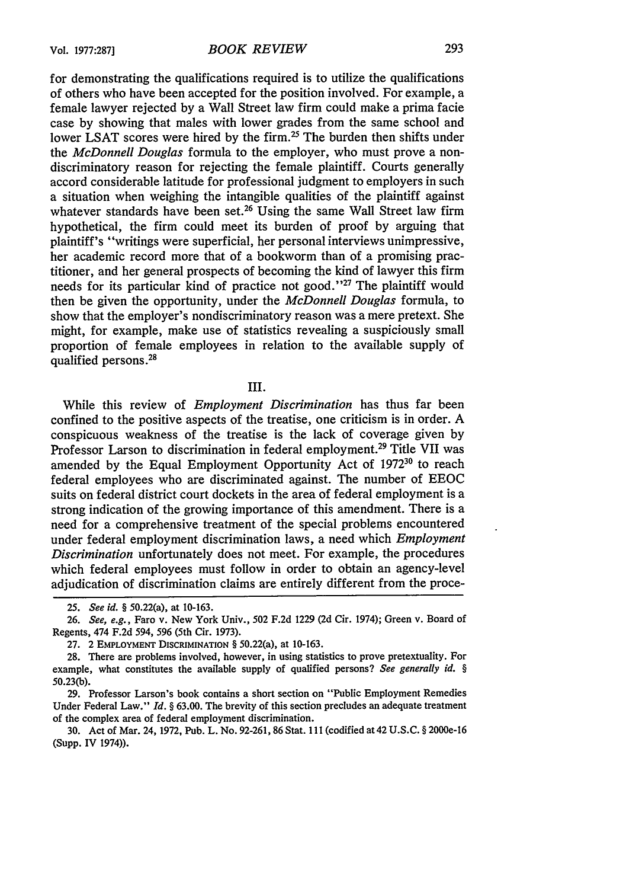for demonstrating the qualifications required is to utilize the qualifications of others who have been accepted for the position involved. For example, a female lawyer rejected by a Wall Street law firm could make a prima facie case by showing that males with lower grades from the same school and lower LSAT scores were hired by the firm.[25] The burden then shifts under the *McDonnell Douglas* formula to the employer, who must prove a nondiscriminatory reason for rejecting the female plaintiff. Courts generally accord considerable latitude for professional judgment to employers in such a situation when weighing the intangible qualities of the plaintiff against whatever standards have been set.[26] Using the same Wall Street law firm hypothetical, the firm could meet its burden of proof by arguing that plaintiff's "writings were superficial, her personal interviews unimpressive, her academic record more that of a bookworm than of a promising practitioner, and her general prospects of becoming the kind of lawyer this firm needs for its particular kind of practice not good."[27] The plaintiff would then be given the opportunity, under the *McDonnell Douglas* formula, to show that the employer's nondiscriminatory reason was a mere pretext. She might, for example, make use of statistics revealing a suspiciously small proportion of female employees in relation to the available supply of qualified persons.[28]

III.

While this review of *Employment Discrimination* has thus far been confined to the positive aspects of the treatise, one criticism is in order. A conspicuous weakness of the treatise is the lack of coverage given by Professor Larson to discrimination in federal employment.[29] Title VII was amended by the Equal Employment Opportunity Act of 1972[30] to reach federal employees who are discriminated against. The number of EEOC suits on federal district court dockets in the area of federal employment is a strong indication of the growing importance of this amendment. There is a need for a comprehensive treatment of the special problems encountered under federal employment discrimination laws, a need which *Employment Discrimination* unfortunately does not meet. For example, the procedures which federal employees must follow in order to obtain an agency-level adjudication of discrimination claims are entirely different from the proce-

---

25. *See id.* § 50.22(a), at 10-163.

26. *See, e.g.*, Faro v. New York Univ., 502 F.2d 1229 (2d Cir. 1974); Green v. Board of Regents, 474 F.2d 594, 596 (5th Cir. 1973).

27. 2 EMPLOYMENT DISCRIMINATION § 50.22(a), at 10-163.

28. There are problems involved, however, in using statistics to prove pretextuality. For example, what constitutes the available supply of qualified persons? *See generally id.* § 50.23(b).

29. Professor Larson's book contains a short section on "Public Employment Remedies Under Federal Law." *Id.* § 63.00. The brevity of this section precludes an adequate treatment of the complex area of federal employment discrimination.

30. Act of Mar. 24, 1972, Pub. L. No. 92-261, 86 Stat. 111 (codified at 42 U.S.C. § 2000e-16 (Supp. IV 1974)).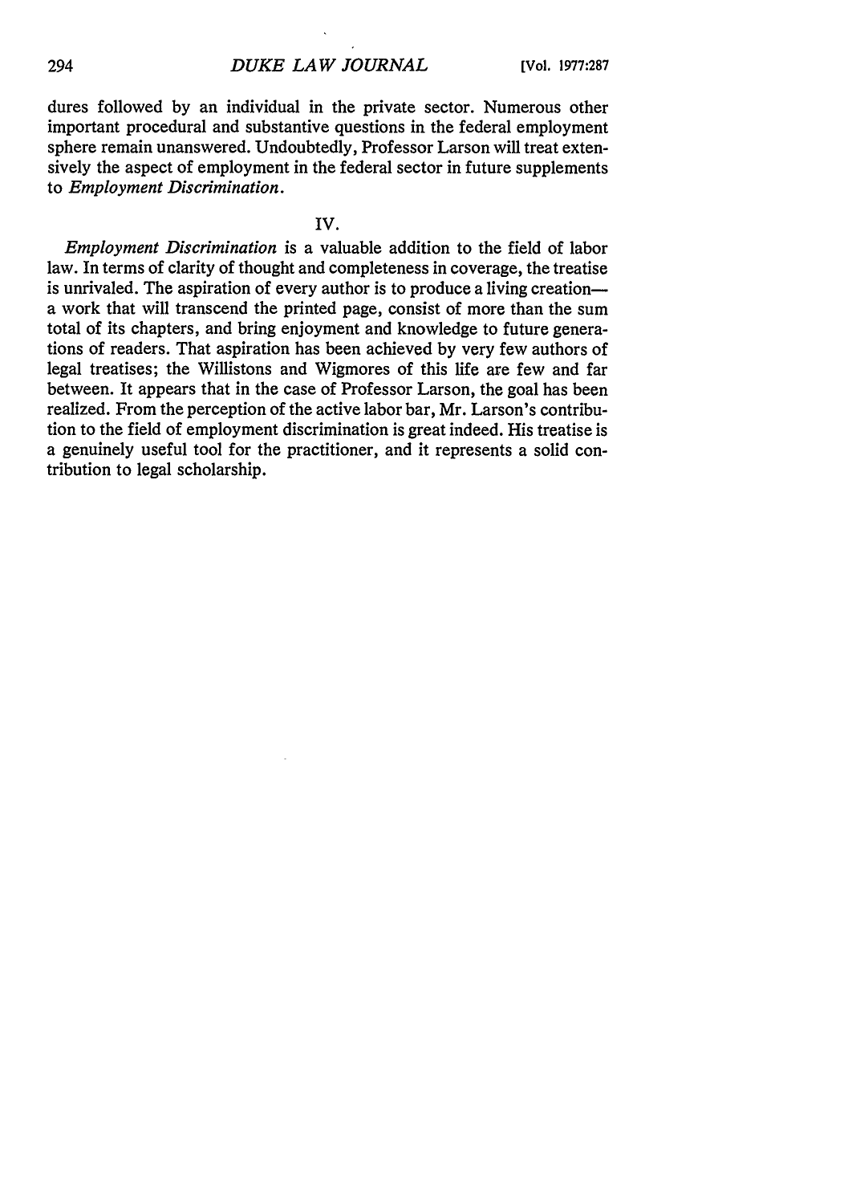dures followed by an individual in the private sector. Numerous other important procedural and substantive questions in the federal employment sphere remain unanswered. Undoubtedly, Professor Larson will treat extensively the aspect of employment in the federal sector in future supplements to *Employment Discrimination*.

## IV.

*Employment Discrimination* is a valuable addition to the field of labor law. In terms of clarity of thought and completeness in coverage, the treatise is unrivaled. The aspiration of every author is to produce a living creation—a work that will transcend the printed page, consist of more than the sum total of its chapters, and bring enjoyment and knowledge to future generations of readers. That aspiration has been achieved by very few authors of legal treatises; the Willistons and Wigmores of this life are few and far between. It appears that in the case of Professor Larson, the goal has been realized. From the perception of the active labor bar, Mr. Larson's contribution to the field of employment discrimination is great indeed. His treatise is a genuinely useful tool for the practitioner, and it represents a solid contribution to legal scholarship.